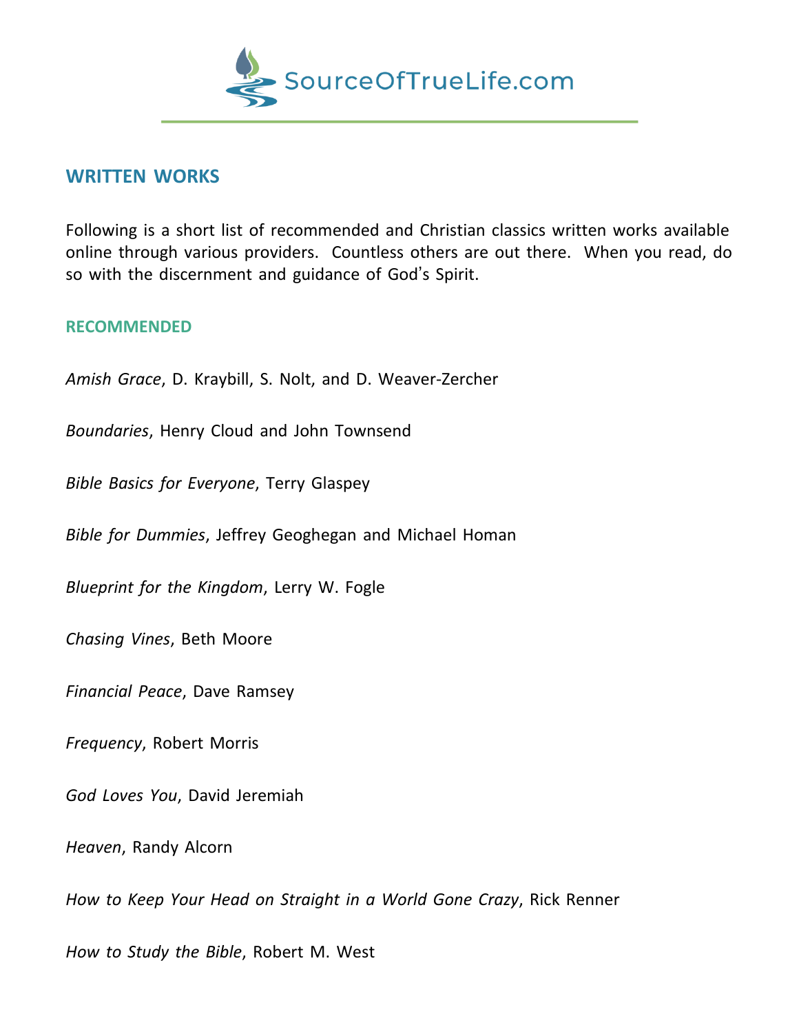SourceOfTrueLife.com

## WRITTEN WORKS

Following is a short list of recommended and Christian classics written works available online through various providers. Countless others are out there. When you read, do so with the discernment and guidance of God's Spirit.

### RECOMMENDED

*Amish Grace*, D. Kraybill, S. Nolt, and D. Weaver-Zercher

*Boundaries*, Henry Cloud and John Townsend

*Bible Basics for Everyone*, Terry Glaspey

*Bible for Dummies*, Jeffrey Geoghegan and Michael Homan

*Blueprint for the Kingdom*, Lerry W. Fogle

*Chasing Vines*, Beth Moore

*Financial Peace*, Dave Ramsey

*Frequency*, Robert Morris

*God Loves You*, David Jeremiah

*Heaven*, Randy Alcorn

*How to Keep Your Head on Straight in a World Gone Crazy*, Rick Renner

*How to Study the Bible*, Robert M. West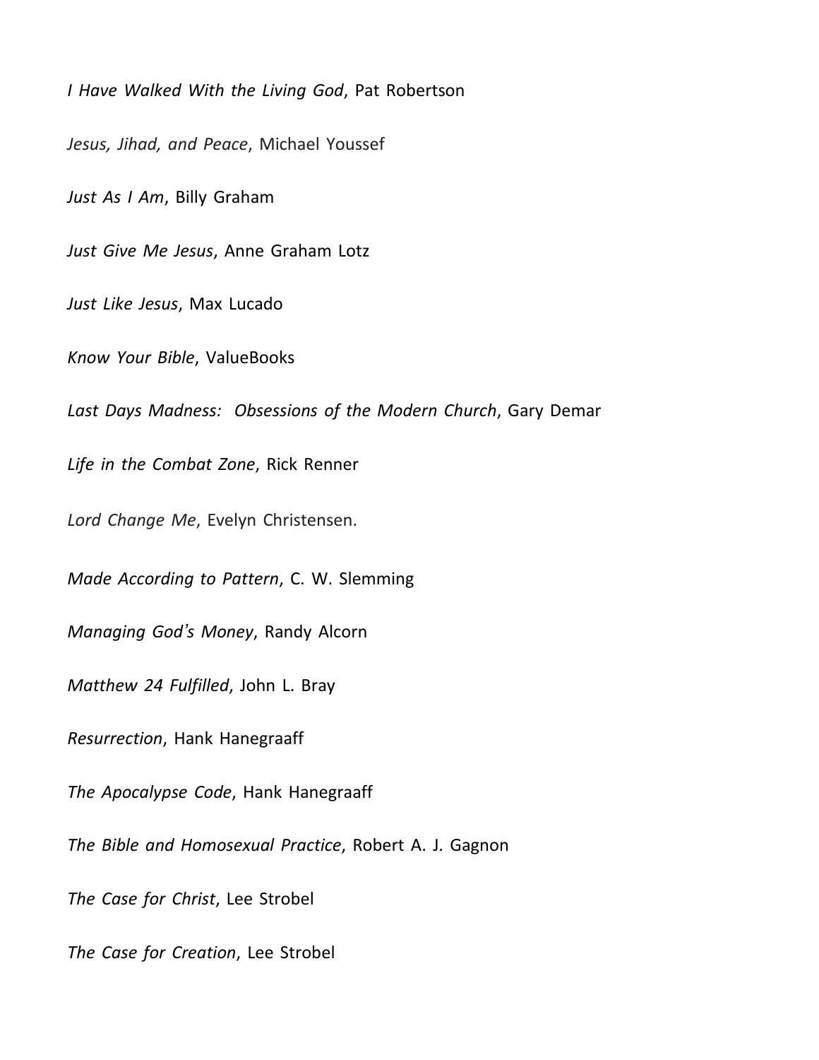*I Have Walked With the Living God*, Pat Robertson

*Jesus, Jihad, and Peace*, Michael Youssef

*Just As I Am*, Billy Graham

*Just Give Me Jesus*, Anne Graham Lotz

*Just Like Jesus*, Max Lucado

*Know Your Bible*, ValueBooks

*Last Days Madness: Obsessions of the Modern Church*, Gary Demar

*Life in the Combat Zone*, Rick Renner

*Lord Change Me*, Evelyn Christensen.

*Made According to Pattern*, C. W. Slemming

*Managing God's Money*, Randy Alcorn

*Matthew 24 Fulfilled*, John L. Bray

*Resurrection*, Hank Hanegraaff

*The Apocalypse Code*, Hank Hanegraaff

*The Bible and Homosexual Practice*, Robert A. J. Gagnon

*The Case for Christ*, Lee Strobel

*The Case for Creation*, Lee Strobel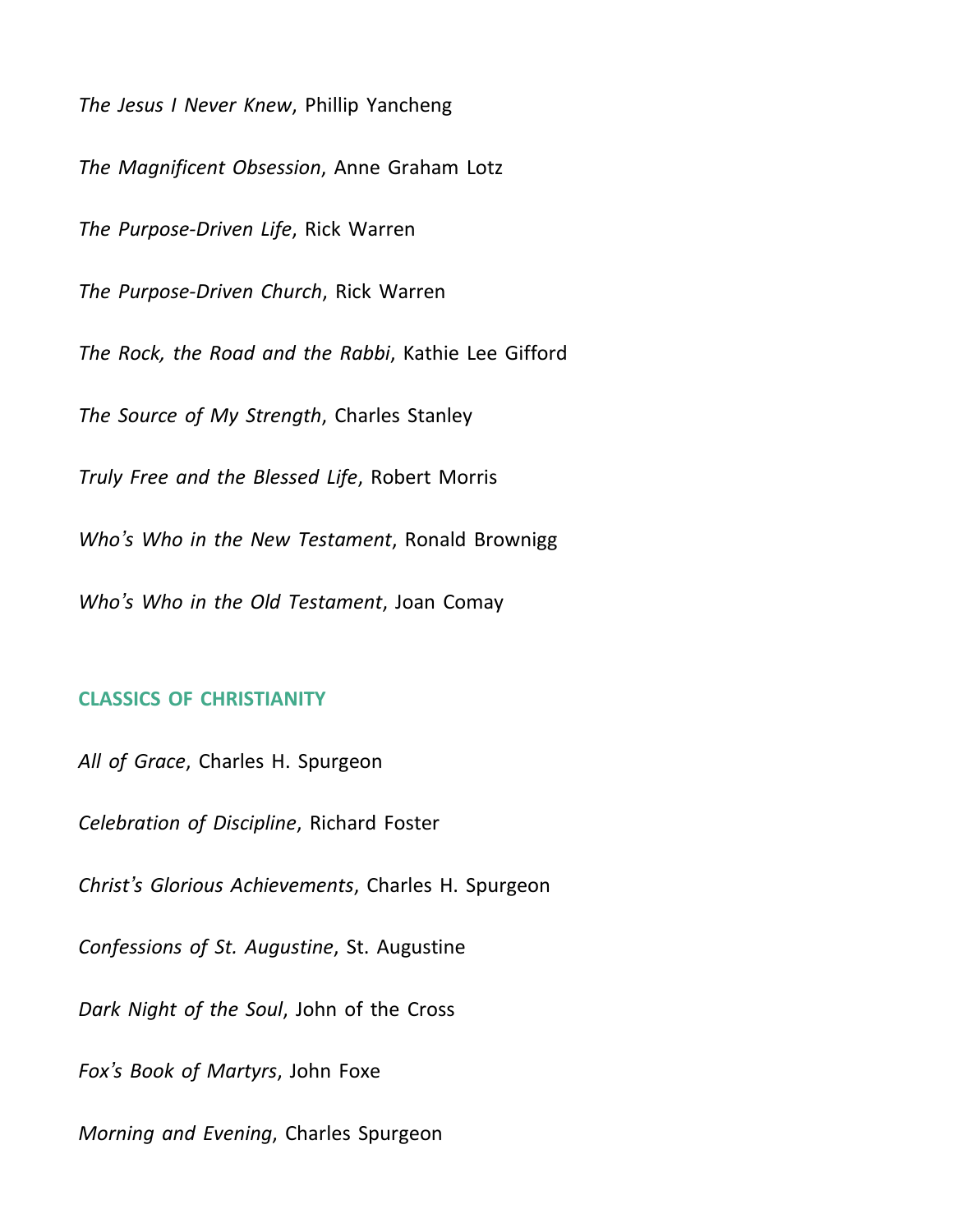*The Jesus I Never Knew*, Phillip Yancheng

*The Magnificent Obsession*, Anne Graham Lotz

*The Purpose-Driven Life*, Rick Warren

*The Purpose-Driven Church*, Rick Warren

*The Rock, the Road and the Rabbi*, Kathie Lee Gifford

*The Source of My Strength*, Charles Stanley

*Truly Free and the Blessed Life*, Robert Morris

*Who's Who in the New Testament*, Ronald Brownigg

*Who's Who in the Old Testament*, Joan Comay

## CLASSICS OF CHRISTIANITY

*All of Grace*, Charles H. Spurgeon

*Celebration of Discipline*, Richard Foster

*Christ's Glorious Achievements*, Charles H. Spurgeon

*Confessions of St. Augustine*, St. Augustine

*Dark Night of the Soul*, John of the Cross

*Fox's Book of Martyrs*, John Foxe

*Morning and Evening*, Charles Spurgeon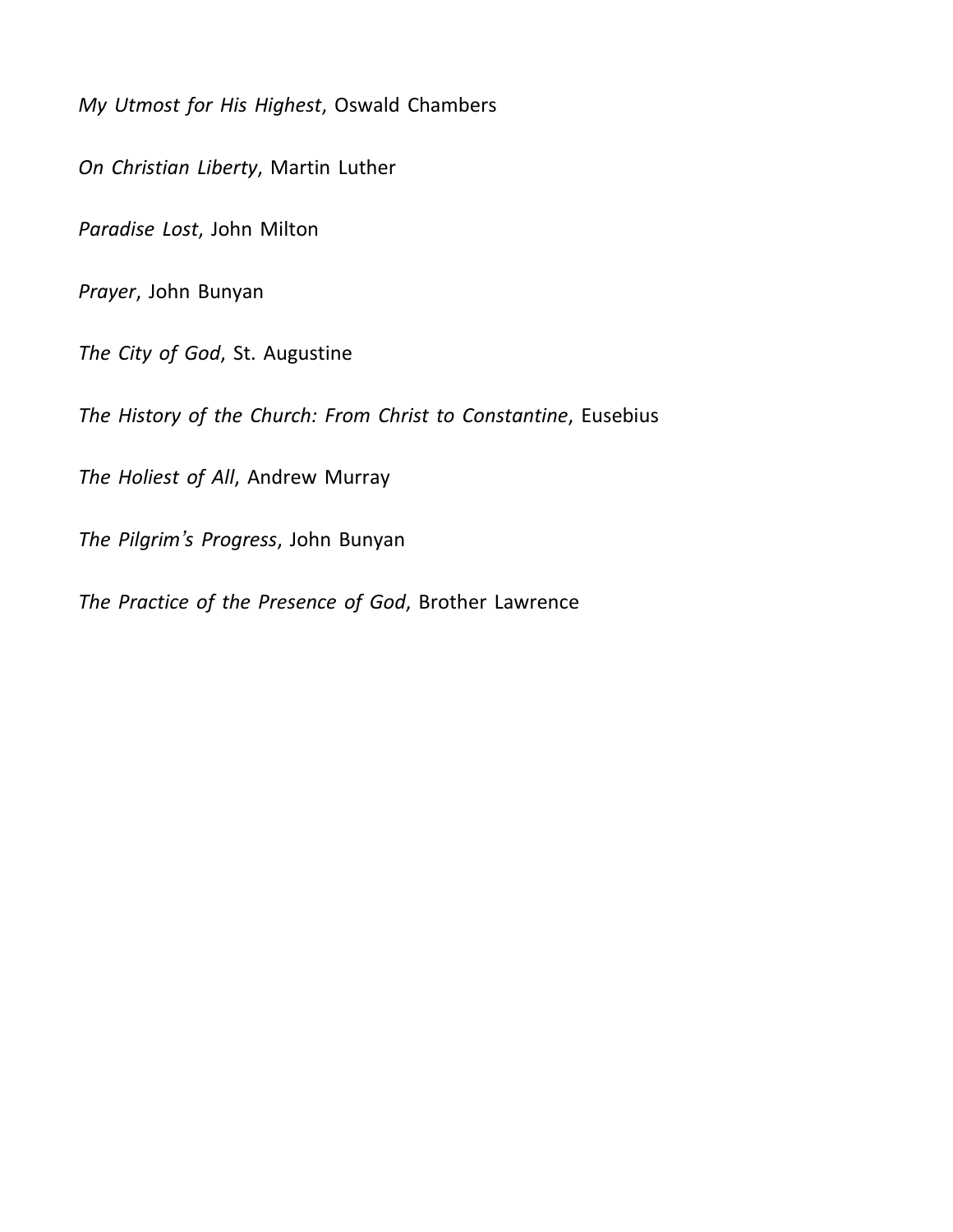*My Utmost for His Highest*, Oswald Chambers

*On Christian Liberty*, Martin Luther

*Paradise Lost*, John Milton

*Prayer*, John Bunyan

*The City of God*, St. Augustine

*The History of the Church: From Christ to Constantine*, Eusebius

*The Holiest of All*, Andrew Murray

*The Pilgrim's Progress*, John Bunyan

*The Practice of the Presence of God*, Brother Lawrence